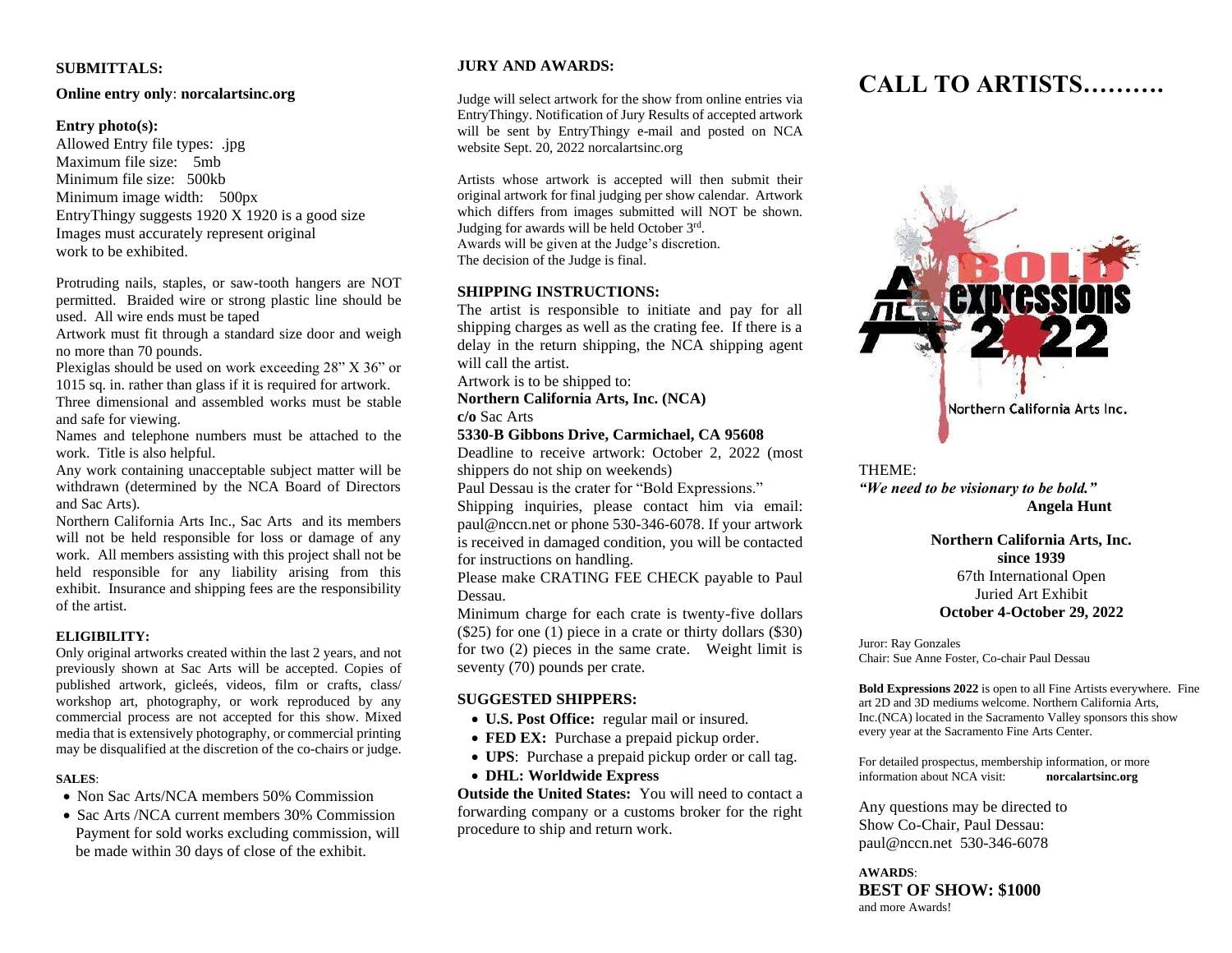**SUBMITTALS:**

**Online entry only**: **norcalartsinc.org**

**Entry photo(s):**

Allowed Entry file types: .jpg
Maximum file size: 5mb
Minimum file size: 500kb
Minimum image width: 500px
EntryThingy suggests 1920 X 1920 is a good size
Images must accurately represent original work to be exhibited.

Protruding nails, staples, or saw-tooth hangers are NOT permitted. Braided wire or strong plastic line should be used. All wire ends must be taped

Artwork must fit through a standard size door and weigh no more than 70 pounds.

Plexiglas should be used on work exceeding 28" X 36" or 1015 sq. in. rather than glass if it is required for artwork.

Three dimensional and assembled works must be stable and safe for viewing.

Names and telephone numbers must be attached to the work. Title is also helpful.

Any work containing unacceptable subject matter will be withdrawn (determined by the NCA Board of Directors and Sac Arts).

Northern California Arts Inc., Sac Arts and its members will not be held responsible for loss or damage of any work. All members assisting with this project shall not be held responsible for any liability arising from this exhibit. Insurance and shipping fees are the responsibility of the artist.

**ELIGIBILITY:**

Only original artworks created within the last 2 years, and not previously shown at Sac Arts will be accepted. Copies of published artwork, gicleés, videos, film or crafts, class/ workshop art, photography, or work reproduced by any commercial process are not accepted for this show. Mixed media that is extensively photography, or commercial printing may be disqualified at the discretion of the co-chairs or judge.

**SALES**:

- Non Sac Arts/NCA members 50% Commission
- Sac Arts /NCA current members 30% Commission
  Payment for sold works excluding commission, will be made within 30 days of close of the exhibit.

**JURY AND AWARDS:**

Judge will select artwork for the show from online entries via EntryThingy. Notification of Jury Results of accepted artwork will be sent by EntryThingy e-mail and posted on NCA website Sept. 20, 2022 norcalartsinc.org

Artists whose artwork is accepted will then submit their original artwork for final judging per show calendar. Artwork which differs from images submitted will NOT be shown. Judging for awards will be held October 3rd.
Awards will be given at the Judge's discretion.
The decision of the Judge is final.

**SHIPPING INSTRUCTIONS:**

The artist is responsible to initiate and pay for all shipping charges as well as the crating fee. If there is a delay in the return shipping, the NCA shipping agent will call the artist.

Artwork is to be shipped to:
**Northern California Arts, Inc. (NCA)**
**c/o** Sac Arts
**5330-B Gibbons Drive, Carmichael, CA 95608**

Deadline to receive artwork: October 2, 2022 (most shippers do not ship on weekends)

Paul Dessau is the crater for "Bold Expressions."

Shipping inquiries, please contact him via email: paul@nccn.net or phone 530-346-6078. If your artwork is received in damaged condition, you will be contacted for instructions on handling.

Please make CRATING FEE CHECK payable to Paul Dessau.

Minimum charge for each crate is twenty-five dollars ($25) for one (1) piece in a crate or thirty dollars ($30) for two (2) pieces in the same crate. Weight limit is seventy (70) pounds per crate.

**SUGGESTED SHIPPERS:**

- **U.S. Post Office:** regular mail or insured.
- **FED EX:** Purchase a prepaid pickup order.
- **UPS**: Purchase a prepaid pickup order or call tag.
- **DHL: Worldwide Express**

**Outside the United States:** You will need to contact a forwarding company or a customs broker for the right procedure to ship and return work.

# CALL TO ARTISTS……….

BOLD expressions 2022

Northern California Arts Inc.

THEME:
***"We need to be visionary to be bold."***
**Angela Hunt**

**Northern California Arts, Inc.**
**since 1939**
67th International Open
Juried Art Exhibit
**October 4-October 29, 2022**

Juror: Ray Gonzales
Chair: Sue Anne Foster, Co-chair Paul Dessau

**Bold Expressions 2022** is open to all Fine Artists everywhere. Fine art 2D and 3D mediums welcome. Northern California Arts, Inc.(NCA) located in the Sacramento Valley sponsors this show every year at the Sacramento Fine Arts Center.

For detailed prospectus, membership information, or more information about NCA visit: **norcalartsinc.org**

Any questions may be directed to Show Co-Chair, Paul Dessau:
paul@nccn.net 530-346-6078

**AWARDS**:
**BEST OF SHOW: $1000**
and more Awards!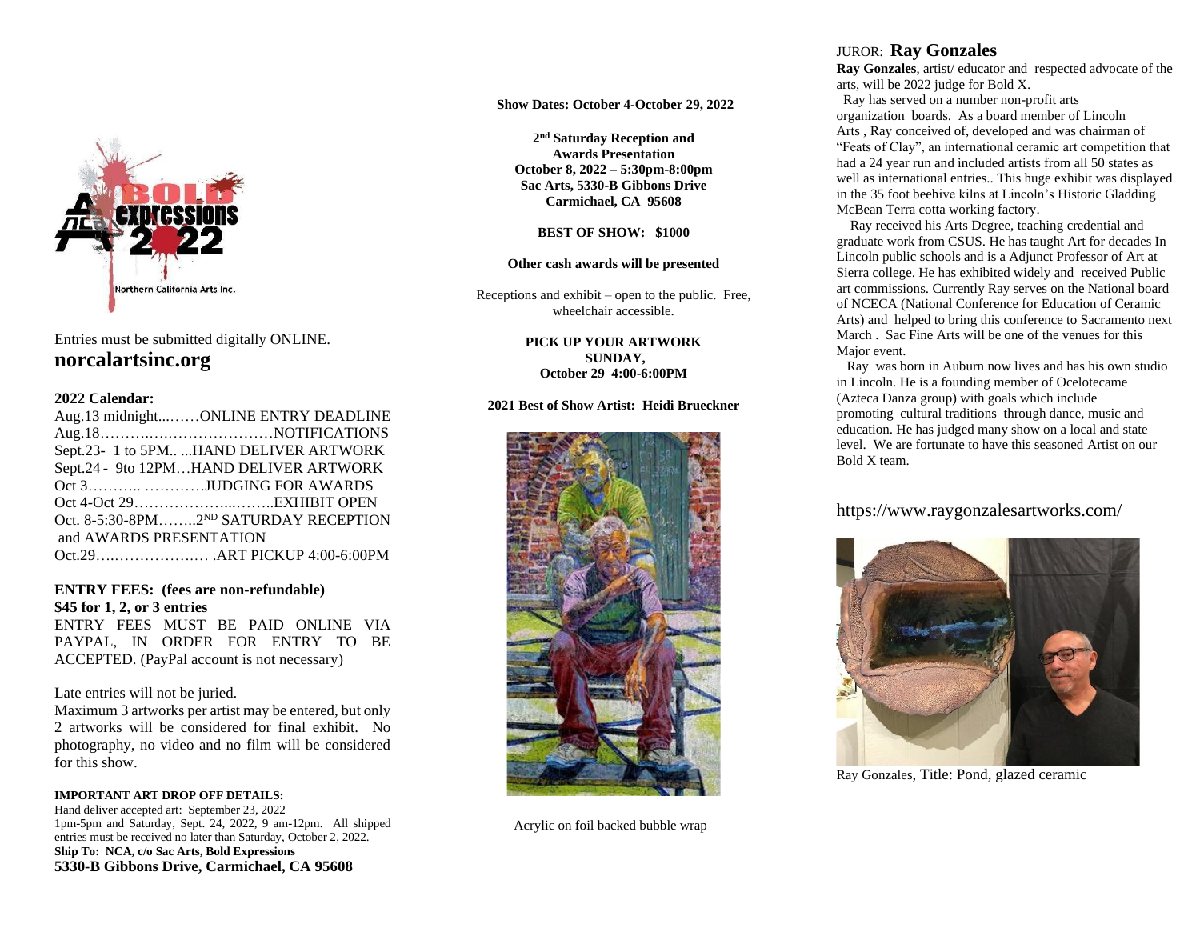Entries must be submitted digitally ONLINE.

## norcalartsinc.org

**2022 Calendar:**

Aug.13 midnight...……ONLINE ENTRY DEADLINE
Aug.18……….…………………………NOTIFICATIONS
Sept.23- 1 to 5PM.. ...HAND DELIVER ARTWORK
Sept.24 - 9to 12PM…HAND DELIVER ARTWORK
Oct 3……….. …………JUDGING FOR AWARDS
Oct 4-Oct 29………………...……..EXHIBIT OPEN
Oct. 8-5:30-8PM……..2ND SATURDAY RECEPTION and AWARDS PRESENTATION
Oct.29…..………………… .ART PICKUP 4:00-6:00PM

**ENTRY FEES: (fees are non-refundable)**
**$45 for 1, 2, or 3 entries**

ENTRY FEES MUST BE PAID ONLINE VIA PAYPAL, IN ORDER FOR ENTRY TO BE ACCEPTED. (PayPal account is not necessary)

Late entries will not be juried.

Maximum 3 artworks per artist may be entered, but only 2 artworks will be considered for final exhibit. No photography, no video and no film will be considered for this show.

**IMPORTANT ART DROP OFF DETAILS:**

Hand deliver accepted art: September 23, 2022 1pm-5pm and Saturday, Sept. 24, 2022, 9 am-12pm. All shipped entries must be received no later than Saturday, October 2, 2022.

**Ship To: NCA, c/o Sac Arts, Bold Expressions**
**5330-B Gibbons Drive, Carmichael, CA 95608**

**Show Dates: October 4-October 29, 2022**

**2nd Saturday Reception and Awards Presentation**
**October 8, 2022 – 5:30pm-8:00pm**
**Sac Arts, 5330-B Gibbons Drive**
**Carmichael, CA 95608**

**BEST OF SHOW: $1000**

**Other cash awards will be presented**

Receptions and exhibit – open to the public. Free, wheelchair accessible.

**PICK UP YOUR ARTWORK**
**SUNDAY,**
**October 29 4:00-6:00PM**

**2021 Best of Show Artist: Heidi Brueckner**

Acrylic on foil backed bubble wrap

## JUROR: Ray Gonzales

**Ray Gonzales**, artist/ educator and respected advocate of the arts, will be 2022 judge for Bold X.

Ray has served on a number non-profit arts organization boards. As a board member of Lincoln Arts , Ray conceived of, developed and was chairman of "Feats of Clay", an international ceramic art competition that had a 24 year run and included artists from all 50 states as well as international entries.. This huge exhibit was displayed in the 35 foot beehive kilns at Lincoln's Historic Gladding McBean Terra cotta working factory.

Ray received his Arts Degree, teaching credential and graduate work from CSUS. He has taught Art for decades In Lincoln public schools and is a Adjunct Professor of Art at Sierra college. He has exhibited widely and received Public art commissions. Currently Ray serves on the National board of NCECA (National Conference for Education of Ceramic Arts) and helped to bring this conference to Sacramento next March . Sac Fine Arts will be one of the venues for this Major event.

Ray was born in Auburn now lives and has his own studio in Lincoln. He is a founding member of Ocelotecame (Azteca Danza group) with goals which include promoting cultural traditions through dance, music and education. He has judged many show on a local and state level. We are fortunate to have this seasoned Artist on our Bold X team.

https://www.raygonzalesartworks.com/

Ray Gonzales, Title: Pond, glazed ceramic